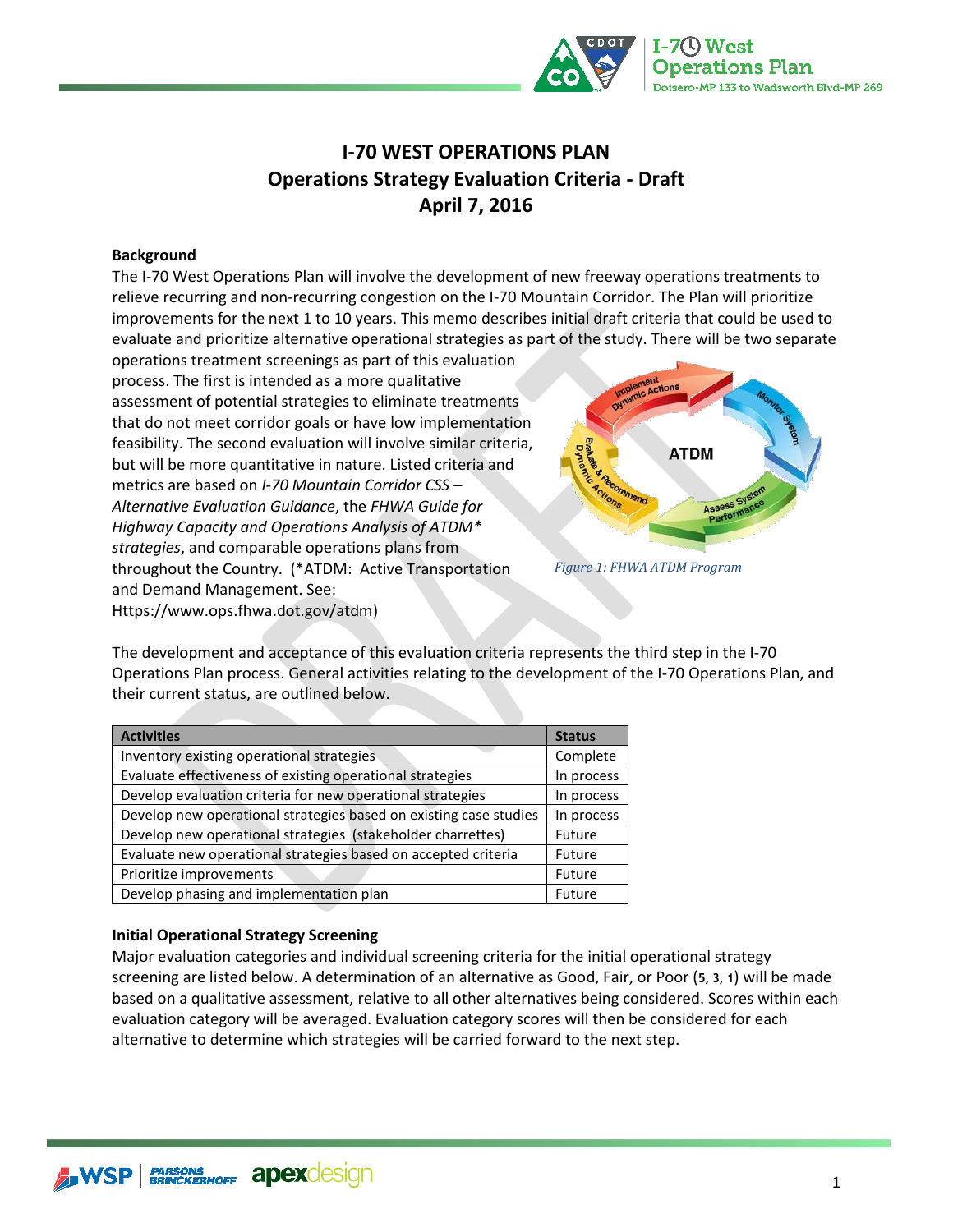# I-70 WEST OPERATIONS PLAN
## Operations Strategy Evaluation Criteria - Draft
## April 7, 2016

**Background**

The I-70 West Operations Plan will involve the development of new freeway operations treatments to relieve recurring and non-recurring congestion on the I-70 Mountain Corridor. The Plan will prioritize improvements for the next 1 to 10 years. This memo describes initial draft criteria that could be used to evaluate and prioritize alternative operational strategies as part of the study. There will be two separate operations treatment screenings as part of this evaluation process. The first is intended as a more qualitative assessment of potential strategies to eliminate treatments that do not meet corridor goals or have low implementation feasibility. The second evaluation will involve similar criteria, but will be more quantitative in nature. Listed criteria and metrics are based on *I-70 Mountain Corridor CSS – Alternative Evaluation Guidance*, the *FHWA Guide for Highway Capacity and Operations Analysis of ATDM\* strategies*, and comparable operations plans from throughout the Country. (\*ATDM: Active Transportation and Demand Management. See: Https://www.ops.fhwa.dot.gov/atdm)

Implement Dynamic Actions
Monitor System
ATDM
Assess System Performance
Evaluate & Recommend Dynamic Actions

*Figure 1: FHWA ATDM Program*

The development and acceptance of this evaluation criteria represents the third step in the I-70 Operations Plan process. General activities relating to the development of the I-70 Operations Plan, and their current status, are outlined below.

| Activities | Status |
|---|---|
| Inventory existing operational strategies | Complete |
| Evaluate effectiveness of existing operational strategies | In process |
| Develop evaluation criteria for new operational strategies | In process |
| Develop new operational strategies based on existing case studies | In process |
| Develop new operational strategies (stakeholder charrettes) | Future |
| Evaluate new operational strategies based on accepted criteria | Future |
| Prioritize improvements | Future |
| Develop phasing and implementation plan | Future |

**Initial Operational Strategy Screening**

Major evaluation categories and individual screening criteria for the initial operational strategy screening are listed below. A determination of an alternative as Good, Fair, or Poor (**5**, **3**, **1**) will be made based on a qualitative assessment, relative to all other alternatives being considered. Scores within each evaluation category will be averaged. Evaluation category scores will then be considered for each alternative to determine which strategies will be carried forward to the next step.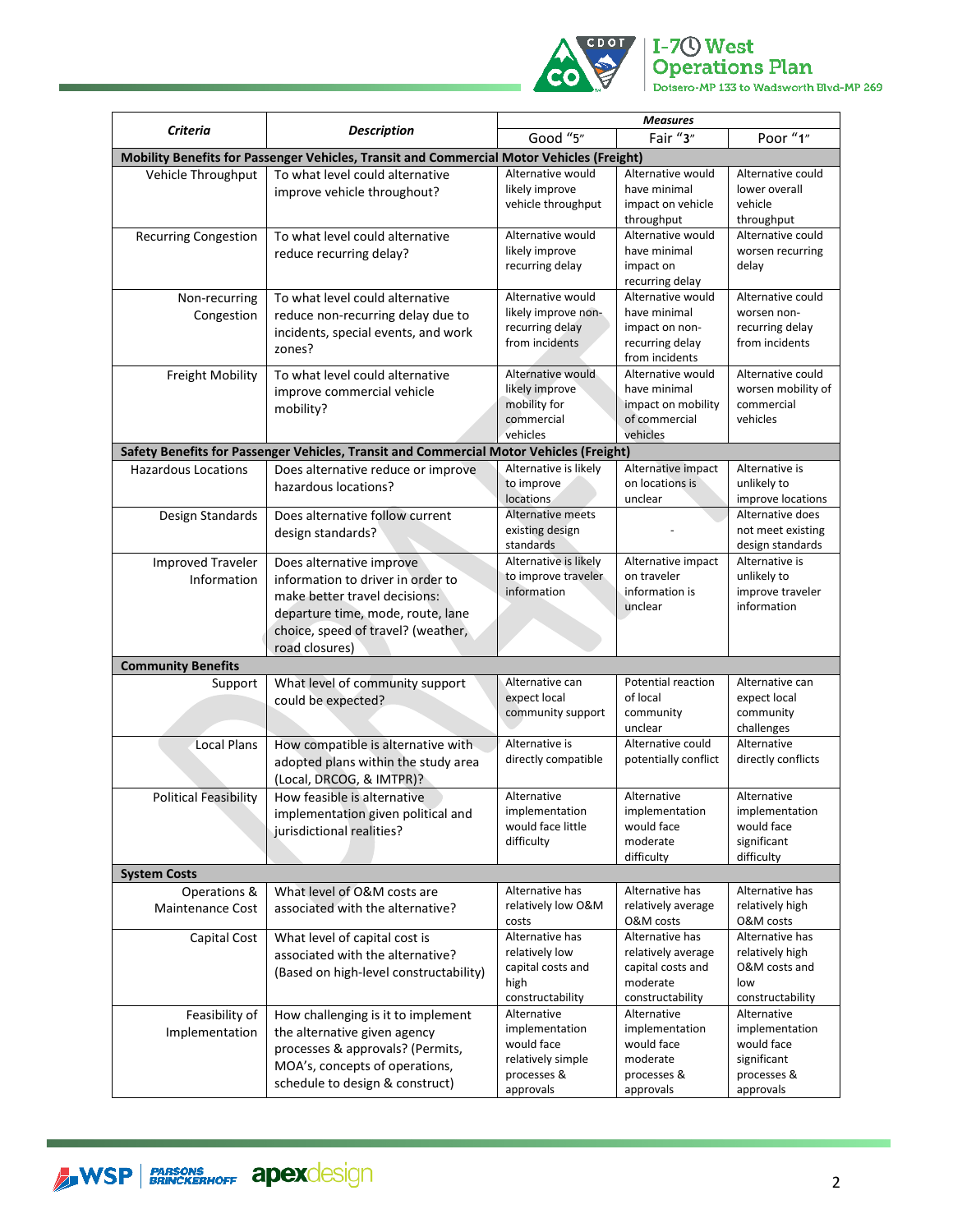| Criteria | Description | Measures | | |
|---|---|---|---|---|
| | | Good "5" | Fair "3" | Poor "1" |
| **Mobility Benefits for Passenger Vehicles, Transit and Commercial Motor Vehicles (Freight)** | | | | |
| Vehicle Throughput | To what level could alternative improve vehicle throughout? | Alternative would likely improve vehicle throughput | Alternative would have minimal impact on vehicle throughput | Alternative could lower overall vehicle throughput |
| Recurring Congestion | To what level could alternative reduce recurring delay? | Alternative would likely improve recurring delay | Alternative would have minimal impact on recurring delay | Alternative could worsen recurring delay |
| Non-recurring Congestion | To what level could alternative reduce non-recurring delay due to incidents, special events, and work zones? | Alternative would likely improve non-recurring delay from incidents | Alternative would have minimal impact on non-recurring delay from incidents | Alternative could worsen non-recurring delay from incidents |
| Freight Mobility | To what level could alternative improve commercial vehicle mobility? | Alternative would likely improve mobility for commercial vehicles | Alternative would have minimal impact on mobility of commercial vehicles | Alternative could worsen mobility of commercial vehicles |
| **Safety Benefits for Passenger Vehicles, Transit and Commercial Motor Vehicles (Freight)** | | | | |
| Hazardous Locations | Does alternative reduce or improve hazardous locations? | Alternative is likely to improve locations | Alternative impact on locations is unclear | Alternative is unlikely to improve locations |
| Design Standards | Does alternative follow current design standards? | Alternative meets existing design standards | - | Alternative does not meet existing design standards |
| Improved Traveler Information | Does alternative improve information to driver in order to make better travel decisions: departure time, mode, route, lane choice, speed of travel? (weather, road closures) | Alternative is likely to improve traveler information | Alternative impact on traveler information is unclear | Alternative is unlikely to improve traveler information |
| **Community Benefits** | | | | |
| Support | What level of community support could be expected? | Alternative can expect local community support | Potential reaction of local community unclear | Alternative can expect local community challenges |
| Local Plans | How compatible is alternative with adopted plans within the study area (Local, DRCOG, & IMTPR)? | Alternative is directly compatible | Alternative could potentially conflict | Alternative directly conflicts |
| Political Feasibility | How feasible is alternative implementation given political and jurisdictional realities? | Alternative implementation would face little difficulty | Alternative implementation would face moderate difficulty | Alternative implementation would face significant difficulty |
| **System Costs** | | | | |
| Operations & Maintenance Cost | What level of O&M costs are associated with the alternative? | Alternative has relatively low O&M costs | Alternative has relatively average O&M costs | Alternative has relatively high O&M costs |
| Capital Cost | What level of capital cost is associated with the alternative? (Based on high-level constructability) | Alternative has relatively low capital costs and high constructability | Alternative has relatively average capital costs and moderate constructability | Alternative has relatively high O&M costs and low constructability |
| Feasibility of Implementation | How challenging is it to implement the alternative given agency processes & approvals? (Permits, MOA's, concepts of operations, schedule to design & construct) | Alternative implementation would face relatively simple processes & approvals | Alternative implementation would face moderate processes & approvals | Alternative implementation would face significant processes & approvals |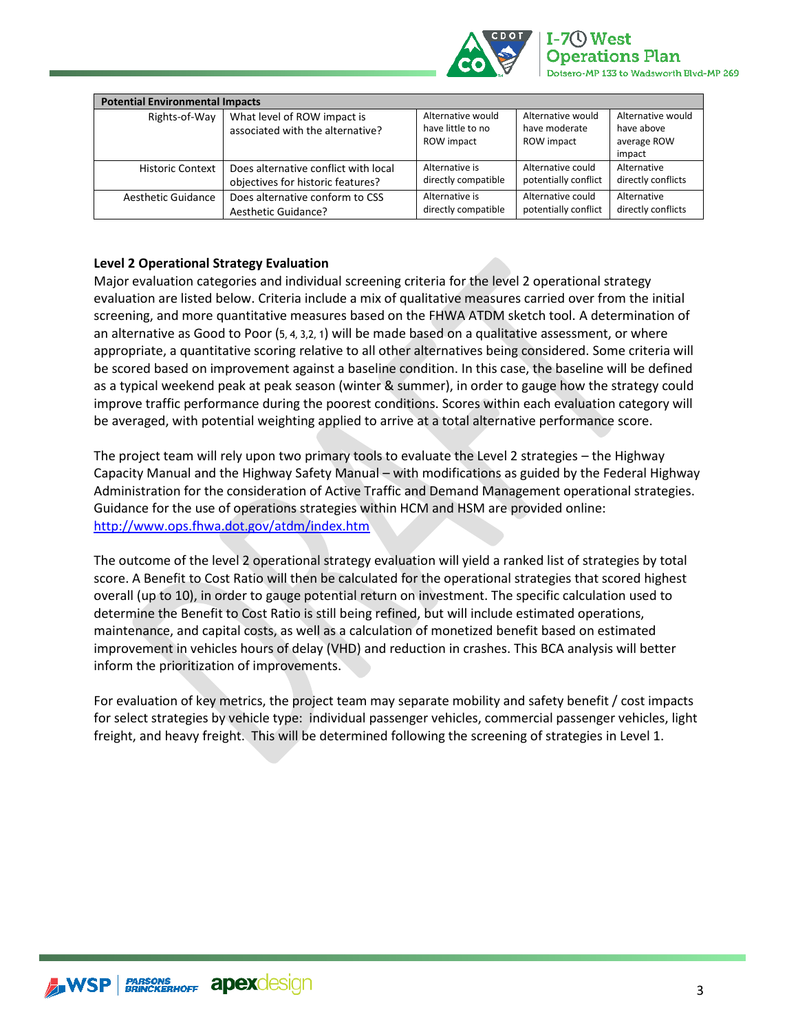| Potential Environmental Impacts | | | | |
|---|---|---|---|---|
| Rights-of-Way | What level of ROW impact is associated with the alternative? | Alternative would have little to no ROW impact | Alternative would have moderate ROW impact | Alternative would have above average ROW impact |
| Historic Context | Does alternative conflict with local objectives for historic features? | Alternative is directly compatible | Alternative could potentially conflict | Alternative directly conflicts |
| Aesthetic Guidance | Does alternative conform to CSS Aesthetic Guidance? | Alternative is directly compatible | Alternative could potentially conflict | Alternative directly conflicts |

**Level 2 Operational Strategy Evaluation**

Major evaluation categories and individual screening criteria for the level 2 operational strategy evaluation are listed below. Criteria include a mix of qualitative measures carried over from the initial screening, and more quantitative measures based on the FHWA ATDM sketch tool. A determination of an alternative as Good to Poor (5, 4, 3,2, 1) will be made based on a qualitative assessment, or where appropriate, a quantitative scoring relative to all other alternatives being considered. Some criteria will be scored based on improvement against a baseline condition. In this case, the baseline will be defined as a typical weekend peak at peak season (winter & summer), in order to gauge how the strategy could improve traffic performance during the poorest conditions. Scores within each evaluation category will be averaged, with potential weighting applied to arrive at a total alternative performance score.

The project team will rely upon two primary tools to evaluate the Level 2 strategies – the Highway Capacity Manual and the Highway Safety Manual – with modifications as guided by the Federal Highway Administration for the consideration of Active Traffic and Demand Management operational strategies. Guidance for the use of operations strategies within HCM and HSM are provided online: http://www.ops.fhwa.dot.gov/atdm/index.htm

The outcome of the level 2 operational strategy evaluation will yield a ranked list of strategies by total score. A Benefit to Cost Ratio will then be calculated for the operational strategies that scored highest overall (up to 10), in order to gauge potential return on investment. The specific calculation used to determine the Benefit to Cost Ratio is still being refined, but will include estimated operations, maintenance, and capital costs, as well as a calculation of monetized benefit based on estimated improvement in vehicles hours of delay (VHD) and reduction in crashes. This BCA analysis will better inform the prioritization of improvements.

For evaluation of key metrics, the project team may separate mobility and safety benefit / cost impacts for select strategies by vehicle type: individual passenger vehicles, commercial passenger vehicles, light freight, and heavy freight. This will be determined following the screening of strategies in Level 1.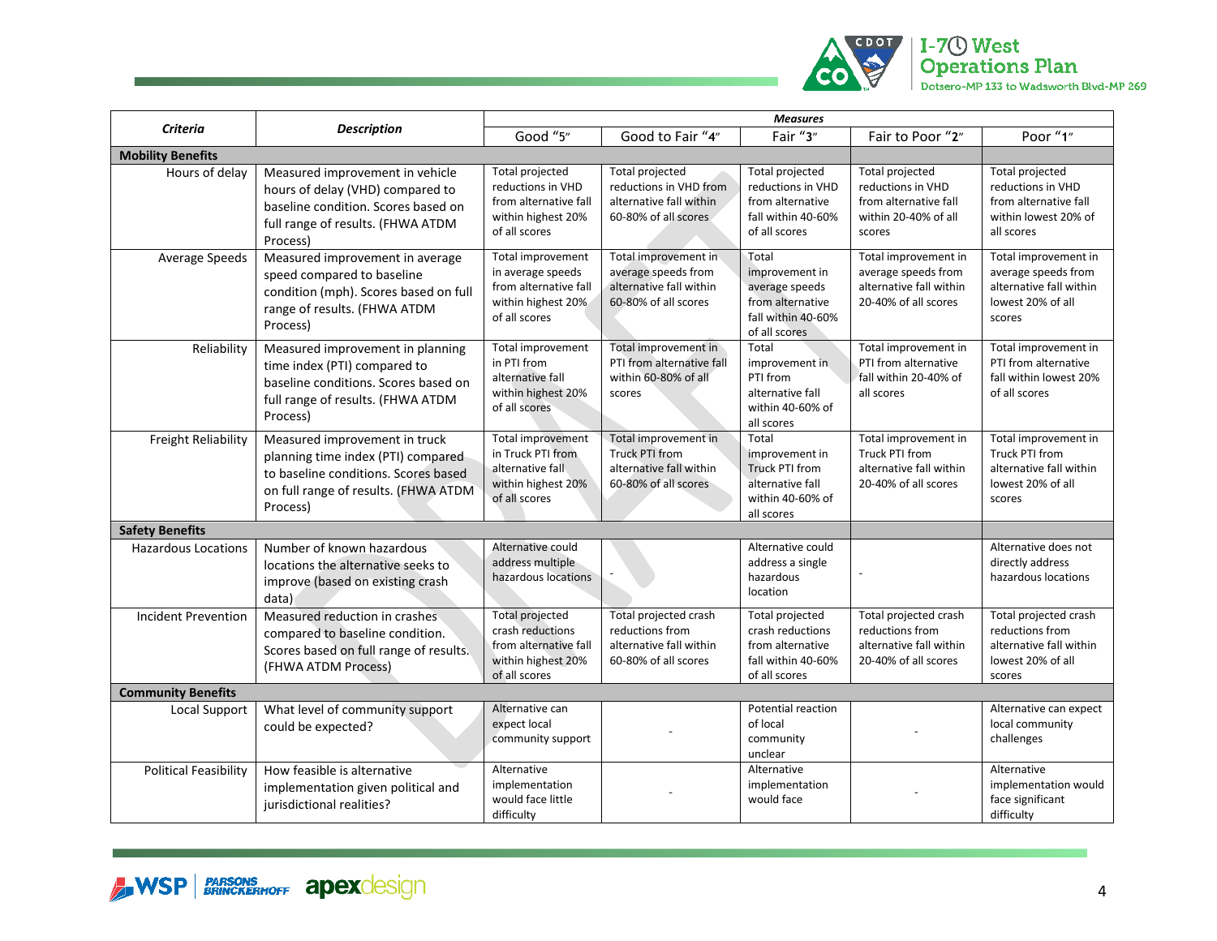| Criteria | Description | Measures | | | | |
|---|---|---|---|---|---|---|
| | | Good "5" | Good to Fair "4" | Fair "3" | Fair to Poor "2" | Poor "1" |
| **Mobility Benefits** | | | | | | |
| Hours of delay | Measured improvement in vehicle hours of delay (VHD) compared to baseline condition. Scores based on full range of results. (FHWA ATDM Process) | Total projected reductions in VHD from alternative fall within highest 20% of all scores | Total projected reductions in VHD from alternative fall within 60-80% of all scores | Total projected reductions in VHD from alternative fall within 40-60% of all scores | Total projected reductions in VHD from alternative fall within 20-40% of all scores | Total projected reductions in VHD from alternative fall within lowest 20% of all scores |
| Average Speeds | Measured improvement in average speed compared to baseline condition (mph). Scores based on full range of results. (FHWA ATDM Process) | Total improvement in average speeds from alternative fall within highest 20% of all scores | Total improvement in average speeds from alternative fall within 60-80% of all scores | Total improvement in average speeds from alternative fall within 40-60% of all scores | Total improvement in average speeds from alternative fall within 20-40% of all scores | Total improvement in average speeds from alternative fall within lowest 20% of all scores |
| Reliability | Measured improvement in planning time index (PTI) compared to baseline conditions. Scores based on full range of results. (FHWA ATDM Process) | Total improvement in PTI from alternative fall within highest 20% of all scores | Total improvement in PTI from alternative fall within 60-80% of all scores | Total improvement in PTI from alternative fall within 40-60% of all scores | Total improvement in PTI from alternative fall within 20-40% of all scores | Total improvement in PTI from alternative fall within lowest 20% of all scores |
| Freight Reliability | Measured improvement in truck planning time index (PTI) compared to baseline conditions. Scores based on full range of results. (FHWA ATDM Process) | Total improvement in Truck PTI from alternative fall within highest 20% of all scores | Total improvement in Truck PTI from alternative fall within 60-80% of all scores | Total improvement in Truck PTI from alternative fall within 40-60% of all scores | Total improvement in Truck PTI from alternative fall within 20-40% of all scores | Total improvement in Truck PTI from alternative fall within lowest 20% of all scores |
| **Safety Benefits** | | | | | | |
| Hazardous Locations | Number of known hazardous locations the alternative seeks to improve (based on existing crash data) | Alternative could address multiple hazardous locations | - | Alternative could address a single hazardous location | - | Alternative does not directly address hazardous locations |
| Incident Prevention | Measured reduction in crashes compared to baseline condition. Scores based on full range of results. (FHWA ATDM Process) | Total projected crash reductions from alternative fall within highest 20% of all scores | Total projected crash reductions from alternative fall within 60-80% of all scores | Total projected crash reductions from alternative fall within 40-60% of all scores | Total projected crash reductions from alternative fall within 20-40% of all scores | Total projected crash reductions from alternative fall within lowest 20% of all scores |
| **Community Benefits** | | | | | | |
| Local Support | What level of community support could be expected? | Alternative can expect local community support | - | Potential reaction of local community unclear | - | Alternative can expect local community challenges |
| Political Feasibility | How feasible is alternative implementation given political and jurisdictional realities? | Alternative implementation would face little difficulty | - | Alternative implementation would face | - | Alternative implementation would face significant difficulty |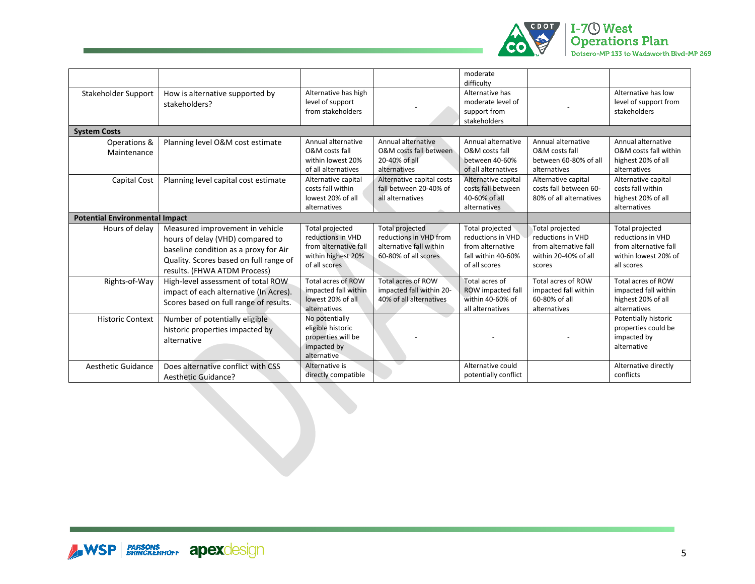| | | | | | | |
|---|---|---|---|---|---|---|
| | | | | moderate difficulty | | |
| Stakeholder Support | How is alternative supported by stakeholders? | Alternative has high level of support from stakeholders | - | Alternative has moderate level of support from stakeholders | - | Alternative has low level of support from stakeholders |
| **System Costs** | | | | | | |
| Operations & Maintenance | Planning level O&M cost estimate | Annual alternative O&M costs fall within lowest 20% of all alternatives | Annual alternative O&M costs fall between 20-40% of all alternatives | Annual alternative O&M costs fall between 40-60% of all alternatives | Annual alternative O&M costs fall between 60-80% of all alternatives | Annual alternative O&M costs fall within highest 20% of all alternatives |
| Capital Cost | Planning level capital cost estimate | Alternative capital costs fall within lowest 20% of all alternatives | Alternative capital costs fall between 20-40% of all alternatives | Alternative capital costs fall between 40-60% of all alternatives | Alternative capital costs fall between 60-80% of all alternatives | Alternative capital costs fall within highest 20% of all alternatives |
| **Potential Environmental Impact** | | | | | | |
| Hours of delay | Measured improvement in vehicle hours of delay (VHD) compared to baseline condition as a proxy for Air Quality. Scores based on full range of results. (FHWA ATDM Process) | Total projected reductions in VHD from alternative fall within highest 20% of all scores | Total projected reductions in VHD from alternative fall within 60-80% of all scores | Total projected reductions in VHD from alternative fall within 40-60% of all scores | Total projected reductions in VHD from alternative fall within 20-40% of all scores | Total projected reductions in VHD from alternative fall within lowest 20% of all scores |
| Rights-of-Way | High-level assessment of total ROW impact of each alternative (In Acres). Scores based on full range of results. | Total acres of ROW impacted fall within lowest 20% of all alternatives | Total acres of ROW impacted fall within 20-40% of all alternatives | Total acres of ROW impacted fall within 40-60% of all alternatives | Total acres of ROW impacted fall within 60-80% of all alternatives | Total acres of ROW impacted fall within highest 20% of all alternatives |
| Historic Context | Number of potentially eligible historic properties impacted by alternative | No potentially eligible historic properties will be impacted by alternative | - | - | - | Potentially historic properties could be impacted by alternative |
| Aesthetic Guidance | Does alternative conflict with CSS Aesthetic Guidance? | Alternative is directly compatible | | Alternative could potentially conflict | | Alternative directly conflicts |